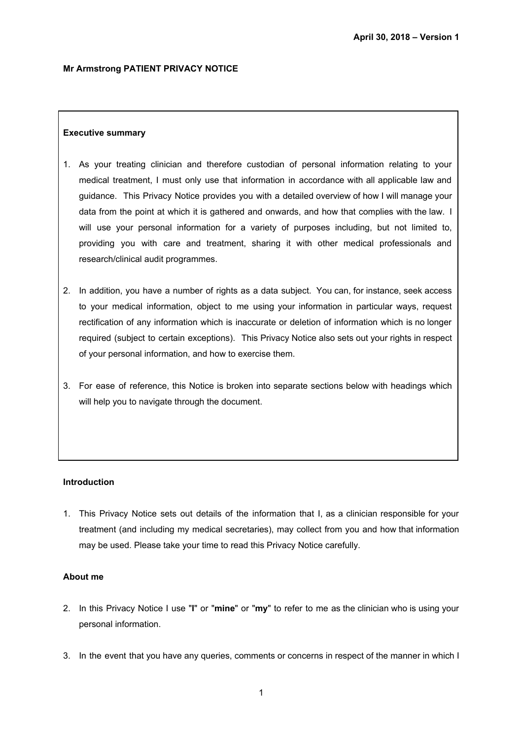April 30, 2018 – Version 1

**Mr Armstrong PATIENT PRIVACY NOTICE**

**Executive summary**

1. As your treating clinician and therefore custodian of personal information relating to your medical treatment, I must only use that information in accordance with all applicable law and guidance. This Privacy Notice provides you with a detailed overview of how I will manage your data from the point at which it is gathered and onwards, and how that complies with the law. I will use your personal information for a variety of purposes including, but not limited to, providing you with care and treatment, sharing it with other medical professionals and research/clinical audit programmes.

2. In addition, you have a number of rights as a data subject. You can, for instance, seek access to your medical information, object to me using your information in particular ways, request rectification of any information which is inaccurate or deletion of information which is no longer required (subject to certain exceptions). This Privacy Notice also sets out your rights in respect of your personal information, and how to exercise them.

3. For ease of reference, this Notice is broken into separate sections below with headings which will help you to navigate through the document.

**Introduction**

1. This Privacy Notice sets out details of the information that I, as a clinician responsible for your treatment (and including my medical secretaries), may collect from you and how that information may be used. Please take your time to read this Privacy Notice carefully.

**About me**

2. In this Privacy Notice I use "**I**" or "**mine**" or "**my**" to refer to me as the clinician who is using your personal information.

3. In the event that you have any queries, comments or concerns in respect of the manner in which I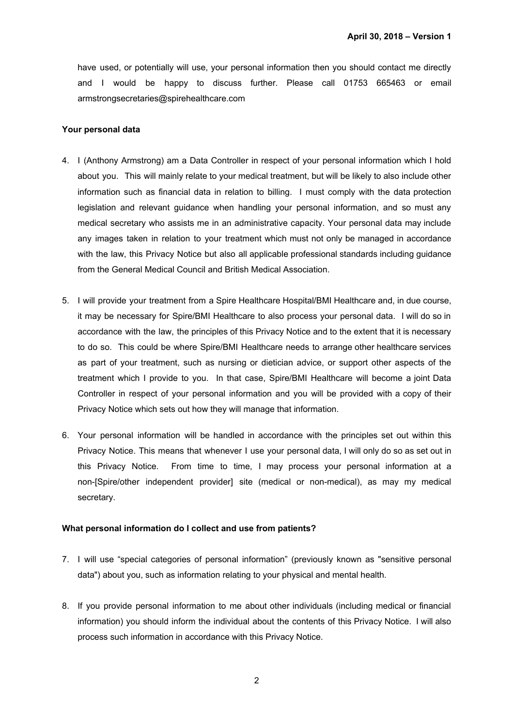have used, or potentially will use, your personal information then you should contact me directly and I would be happy to discuss further. Please call 01753 665463 or email armstrongsecretaries@spirehealthcare.com

**Your personal data**

4. I (Anthony Armstrong) am a Data Controller in respect of your personal information which I hold about you. This will mainly relate to your medical treatment, but will be likely to also include other information such as financial data in relation to billing. I must comply with the data protection legislation and relevant guidance when handling your personal information, and so must any medical secretary who assists me in an administrative capacity. Your personal data may include any images taken in relation to your treatment which must not only be managed in accordance with the law, this Privacy Notice but also all applicable professional standards including guidance from the General Medical Council and British Medical Association.

5. I will provide your treatment from a Spire Healthcare Hospital/BMI Healthcare and, in due course, it may be necessary for Spire/BMI Healthcare to also process your personal data. I will do so in accordance with the law, the principles of this Privacy Notice and to the extent that it is necessary to do so. This could be where Spire/BMI Healthcare needs to arrange other healthcare services as part of your treatment, such as nursing or dietician advice, or support other aspects of the treatment which I provide to you. In that case, Spire/BMI Healthcare will become a joint Data Controller in respect of your personal information and you will be provided with a copy of their Privacy Notice which sets out how they will manage that information.

6. Your personal information will be handled in accordance with the principles set out within this Privacy Notice. This means that whenever I use your personal data, I will only do so as set out in this Privacy Notice. From time to time, I may process your personal information at a non-[Spire/other independent provider] site (medical or non-medical), as may my medical secretary.

**What personal information do I collect and use from patients?**

7. I will use "special categories of personal information" (previously known as "sensitive personal data") about you, such as information relating to your physical and mental health.

8. If you provide personal information to me about other individuals (including medical or financial information) you should inform the individual about the contents of this Privacy Notice. I will also process such information in accordance with this Privacy Notice.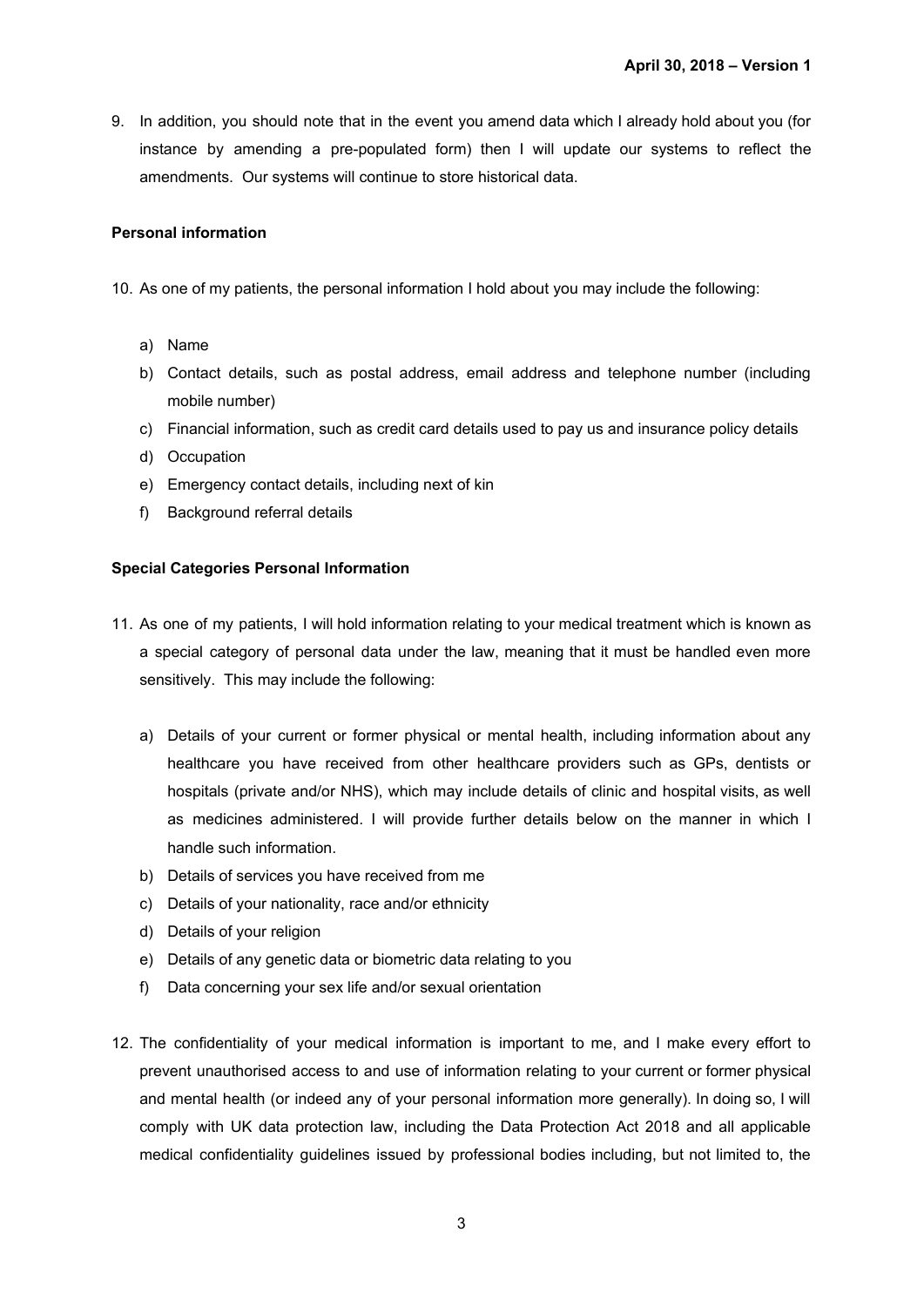9. In addition, you should note that in the event you amend data which I already hold about you (for instance by amending a pre-populated form) then I will update our systems to reflect the amendments. Our systems will continue to store historical data.

**Personal information**

10. As one of my patients, the personal information I hold about you may include the following:

    a) Name
    b) Contact details, such as postal address, email address and telephone number (including mobile number)
    c) Financial information, such as credit card details used to pay us and insurance policy details
    d) Occupation
    e) Emergency contact details, including next of kin
    f) Background referral details

**Special Categories Personal Information**

11. As one of my patients, I will hold information relating to your medical treatment which is known as a special category of personal data under the law, meaning that it must be handled even more sensitively. This may include the following:

    a) Details of your current or former physical or mental health, including information about any healthcare you have received from other healthcare providers such as GPs, dentists or hospitals (private and/or NHS), which may include details of clinic and hospital visits, as well as medicines administered. I will provide further details below on the manner in which I handle such information.
    b) Details of services you have received from me
    c) Details of your nationality, race and/or ethnicity
    d) Details of your religion
    e) Details of any genetic data or biometric data relating to you
    f) Data concerning your sex life and/or sexual orientation

12. The confidentiality of your medical information is important to me, and I make every effort to prevent unauthorised access to and use of information relating to your current or former physical and mental health (or indeed any of your personal information more generally). In doing so, I will comply with UK data protection law, including the Data Protection Act 2018 and all applicable medical confidentiality guidelines issued by professional bodies including, but not limited to, the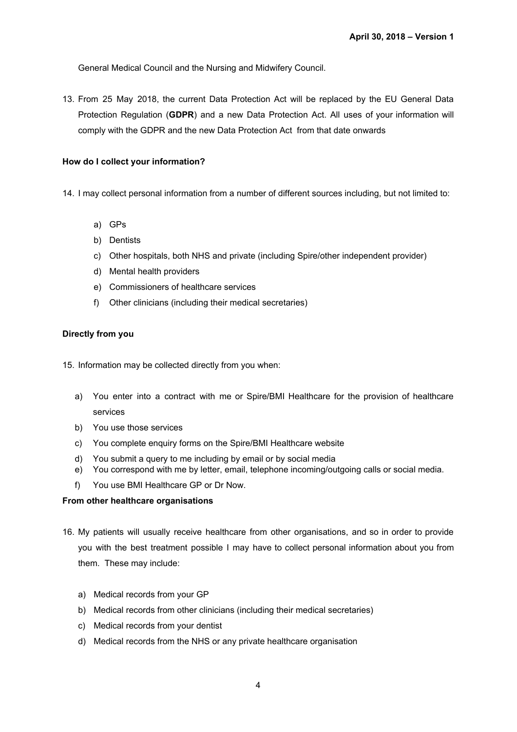General Medical Council and the Nursing and Midwifery Council.

13. From 25 May 2018, the current Data Protection Act will be replaced by the EU General Data Protection Regulation (**GDPR**) and a new Data Protection Act. All uses of your information will comply with the GDPR and the new Data Protection Act from that date onwards

**How do I collect your information?**

14. I may collect personal information from a number of different sources including, but not limited to:

    a) GPs
    b) Dentists
    c) Other hospitals, both NHS and private (including Spire/other independent provider)
    d) Mental health providers
    e) Commissioners of healthcare services
    f) Other clinicians (including their medical secretaries)

**Directly from you**

15. Information may be collected directly from you when:

    a) You enter into a contract with me or Spire/BMI Healthcare for the provision of healthcare services
    b) You use those services
    c) You complete enquiry forms on the Spire/BMI Healthcare website
    d) You submit a query to me including by email or by social media
    e) You correspond with me by letter, email, telephone incoming/outgoing calls or social media.
    f) You use BMI Healthcare GP or Dr Now.

**From other healthcare organisations**

16. My patients will usually receive healthcare from other organisations, and so in order to provide you with the best treatment possible I may have to collect personal information about you from them. These may include:

    a) Medical records from your GP
    b) Medical records from other clinicians (including their medical secretaries)
    c) Medical records from your dentist
    d) Medical records from the NHS or any private healthcare organisation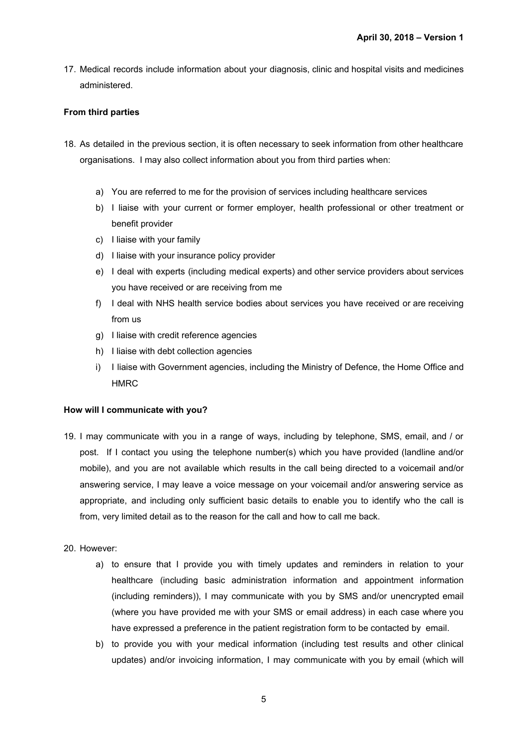17. Medical records include information about your diagnosis, clinic and hospital visits and medicines administered.

**From third parties**

18. As detailed in the previous section, it is often necessary to seek information from other healthcare organisations. I may also collect information about you from third parties when:

    a) You are referred to me for the provision of services including healthcare services
    b) I liaise with your current or former employer, health professional or other treatment or benefit provider
    c) I liaise with your family
    d) I liaise with your insurance policy provider
    e) I deal with experts (including medical experts) and other service providers about services you have received or are receiving from me
    f) I deal with NHS health service bodies about services you have received or are receiving from us
    g) I liaise with credit reference agencies
    h) I liaise with debt collection agencies
    i) I liaise with Government agencies, including the Ministry of Defence, the Home Office and HMRC

**How will I communicate with you?**

19. I may communicate with you in a range of ways, including by telephone, SMS, email, and / or post. If I contact you using the telephone number(s) which you have provided (landline and/or mobile), and you are not available which results in the call being directed to a voicemail and/or answering service, I may leave a voice message on your voicemail and/or answering service as appropriate, and including only sufficient basic details to enable you to identify who the call is from, very limited detail as to the reason for the call and how to call me back.

20. However:

    a) to ensure that I provide you with timely updates and reminders in relation to your healthcare (including basic administration information and appointment information (including reminders)), I may communicate with you by SMS and/or unencrypted email (where you have provided me with your SMS or email address) in each case where you have expressed a preference in the patient registration form to be contacted by email.
    b) to provide you with your medical information (including test results and other clinical updates) and/or invoicing information, I may communicate with you by email (which will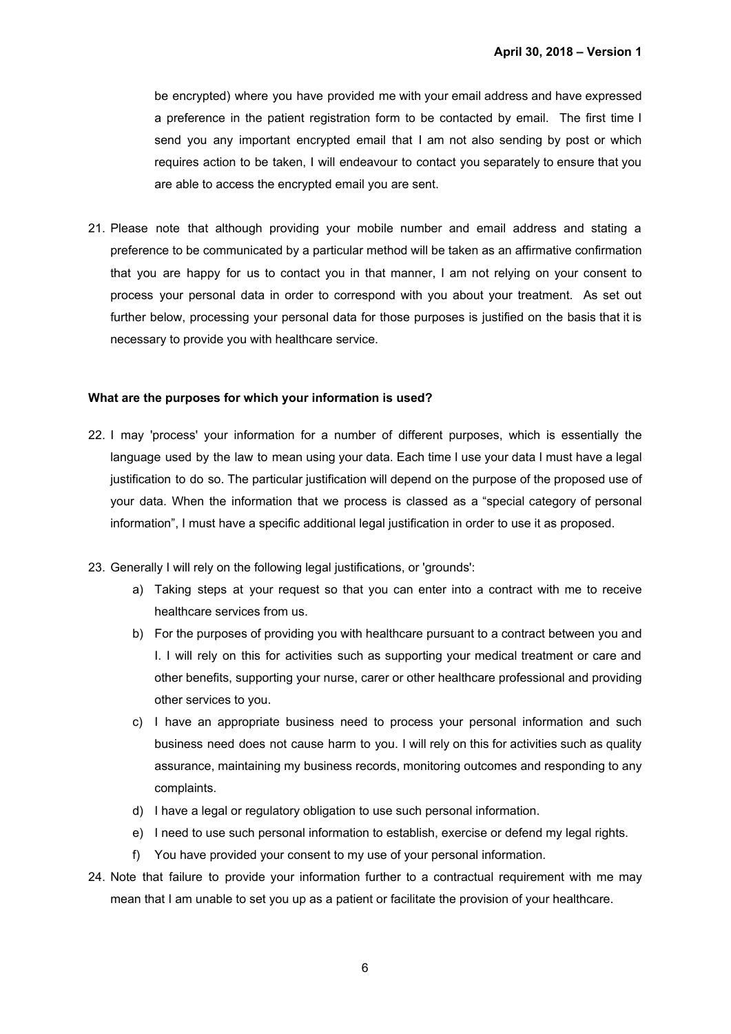be encrypted) where you have provided me with your email address and have expressed a preference in the patient registration form to be contacted by email. The first time I send you any important encrypted email that I am not also sending by post or which requires action to be taken, I will endeavour to contact you separately to ensure that you are able to access the encrypted email you are sent.

21. Please note that although providing your mobile number and email address and stating a preference to be communicated by a particular method will be taken as an affirmative confirmation that you are happy for us to contact you in that manner, I am not relying on your consent to process your personal data in order to correspond with you about your treatment. As set out further below, processing your personal data for those purposes is justified on the basis that it is necessary to provide you with healthcare service.

**What are the purposes for which your information is used?**

22. I may 'process' your information for a number of different purposes, which is essentially the language used by the law to mean using your data. Each time I use your data I must have a legal justification to do so. The particular justification will depend on the purpose of the proposed use of your data. When the information that we process is classed as a "special category of personal information", I must have a specific additional legal justification in order to use it as proposed.

23. Generally I will rely on the following legal justifications, or 'grounds':
    a) Taking steps at your request so that you can enter into a contract with me to receive healthcare services from us.
    b) For the purposes of providing you with healthcare pursuant to a contract between you and I. I will rely on this for activities such as supporting your medical treatment or care and other benefits, supporting your nurse, carer or other healthcare professional and providing other services to you.
    c) I have an appropriate business need to process your personal information and such business need does not cause harm to you. I will rely on this for activities such as quality assurance, maintaining my business records, monitoring outcomes and responding to any complaints.
    d) I have a legal or regulatory obligation to use such personal information.
    e) I need to use such personal information to establish, exercise or defend my legal rights.
    f) You have provided your consent to my use of your personal information.

24. Note that failure to provide your information further to a contractual requirement with me may mean that I am unable to set you up as a patient or facilitate the provision of your healthcare.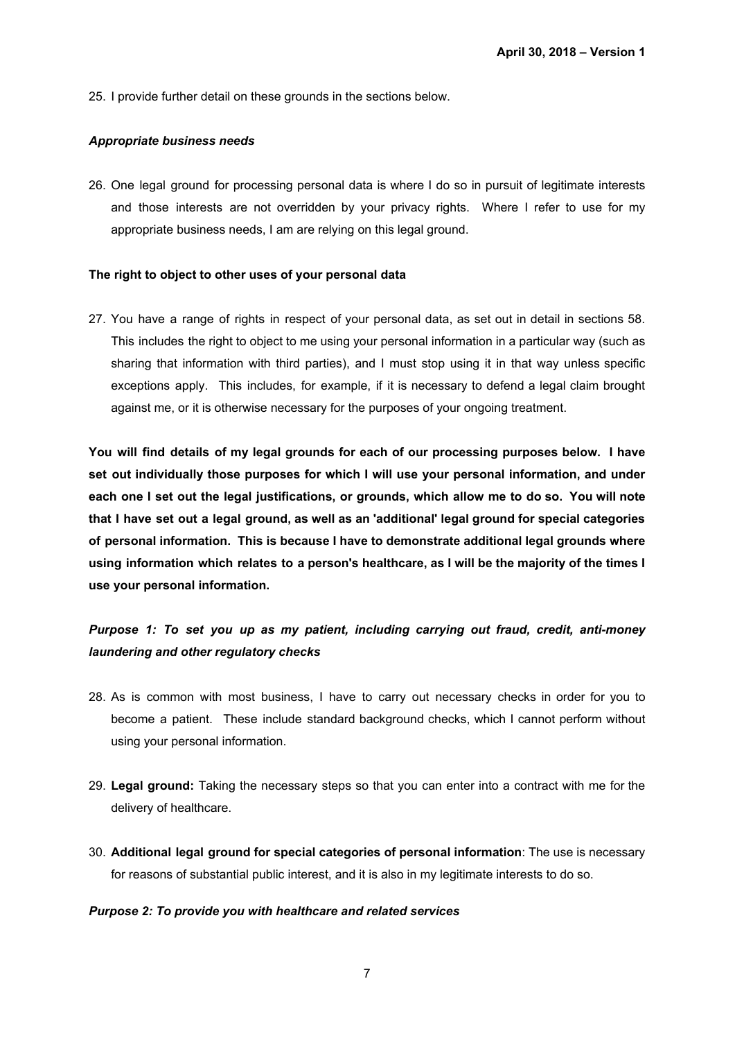25. I provide further detail on these grounds in the sections below.

***Appropriate business needs***

26. One legal ground for processing personal data is where I do so in pursuit of legitimate interests and those interests are not overridden by your privacy rights. Where I refer to use for my appropriate business needs, I am are relying on this legal ground.

**The right to object to other uses of your personal data**

27. You have a range of rights in respect of your personal data, as set out in detail in sections 58. This includes the right to object to me using your personal information in a particular way (such as sharing that information with third parties), and I must stop using it in that way unless specific exceptions apply. This includes, for example, if it is necessary to defend a legal claim brought against me, or it is otherwise necessary for the purposes of your ongoing treatment.

**You will find details of my legal grounds for each of our processing purposes below. I have set out individually those purposes for which I will use your personal information, and under each one I set out the legal justifications, or grounds, which allow me to do so. You will note that I have set out a legal ground, as well as an 'additional' legal ground for special categories of personal information. This is because I have to demonstrate additional legal grounds where using information which relates to a person's healthcare, as I will be the majority of the times I use your personal information.**

***Purpose 1: To set you up as my patient, including carrying out fraud, credit, anti-money laundering and other regulatory checks***

28. As is common with most business, I have to carry out necessary checks in order for you to become a patient. These include standard background checks, which I cannot perform without using your personal information.

29. **Legal ground:** Taking the necessary steps so that you can enter into a contract with me for the delivery of healthcare.

30. **Additional legal ground for special categories of personal information**: The use is necessary for reasons of substantial public interest, and it is also in my legitimate interests to do so.

***Purpose 2: To provide you with healthcare and related services***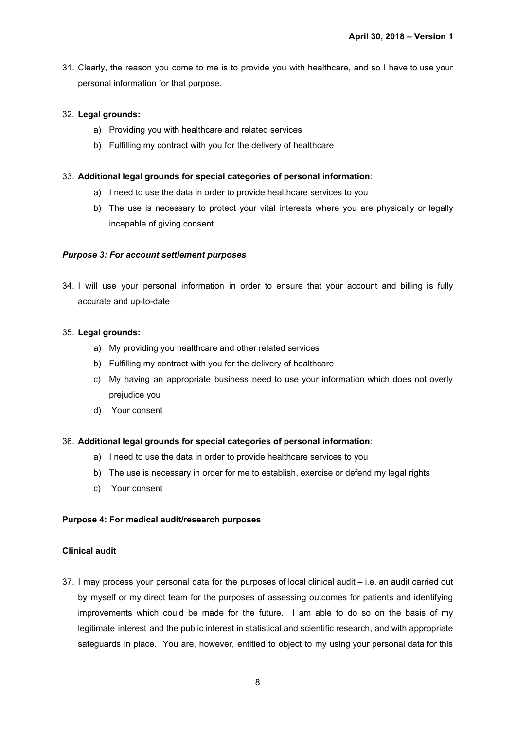31. Clearly, the reason you come to me is to provide you with healthcare, and so I have to use your personal information for that purpose.

32. **Legal grounds:**
    a) Providing you with healthcare and related services
    b) Fulfilling my contract with you for the delivery of healthcare

33. **Additional legal grounds for special categories of personal information**:
    a) I need to use the data in order to provide healthcare services to you
    b) The use is necessary to protect your vital interests where you are physically or legally incapable of giving consent

***Purpose 3: For account settlement purposes***

34. I will use your personal information in order to ensure that your account and billing is fully accurate and up-to-date

35. **Legal grounds:**
    a) My providing you healthcare and other related services
    b) Fulfilling my contract with you for the delivery of healthcare
    c) My having an appropriate business need to use your information which does not overly prejudice you
    d) Your consent

36. **Additional legal grounds for special categories of personal information**:
    a) I need to use the data in order to provide healthcare services to you
    b) The use is necessary in order for me to establish, exercise or defend my legal rights
    c) Your consent

**Purpose 4: For medical audit/research purposes**

**<u>Clinical audit</u>**

37. I may process your personal data for the purposes of local clinical audit – i.e. an audit carried out by myself or my direct team for the purposes of assessing outcomes for patients and identifying improvements which could be made for the future. I am able to do so on the basis of my legitimate interest and the public interest in statistical and scientific research, and with appropriate safeguards in place. You are, however, entitled to object to my using your personal data for this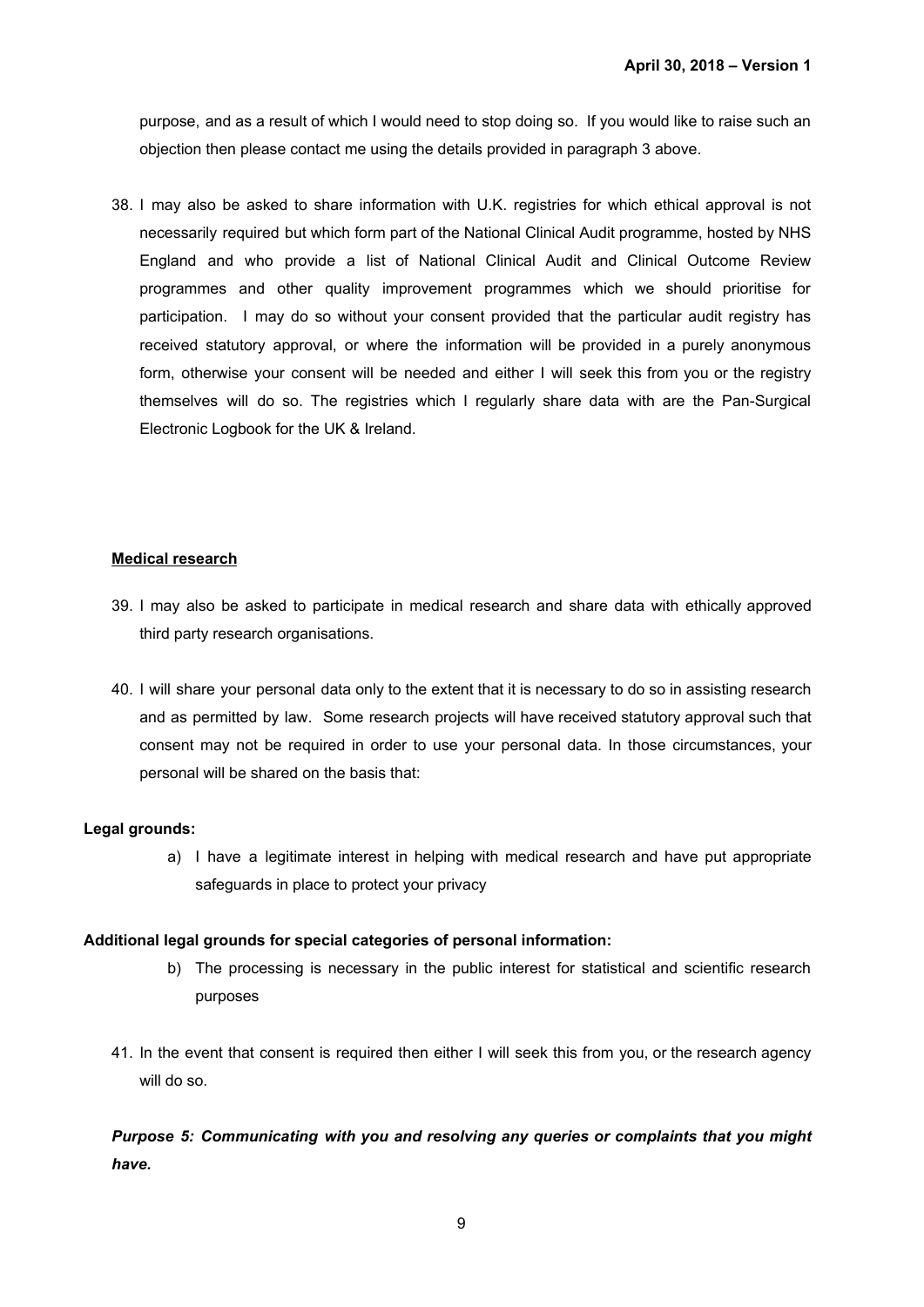purpose, and as a result of which I would need to stop doing so. If you would like to raise such an objection then please contact me using the details provided in paragraph 3 above.

38. I may also be asked to share information with U.K. registries for which ethical approval is not necessarily required but which form part of the National Clinical Audit programme, hosted by NHS England and who provide a list of National Clinical Audit and Clinical Outcome Review programmes and other quality improvement programmes which we should prioritise for participation. I may do so without your consent provided that the particular audit registry has received statutory approval, or where the information will be provided in a purely anonymous form, otherwise your consent will be needed and either I will seek this from you or the registry themselves will do so. The registries which I regularly share data with are the Pan-Surgical Electronic Logbook for the UK & Ireland.

**Medical research**

39. I may also be asked to participate in medical research and share data with ethically approved third party research organisations.

40. I will share your personal data only to the extent that it is necessary to do so in assisting research and as permitted by law. Some research projects will have received statutory approval such that consent may not be required in order to use your personal data. In those circumstances, your personal will be shared on the basis that:

**Legal grounds:**

a) I have a legitimate interest in helping with medical research and have put appropriate safeguards in place to protect your privacy

**Additional legal grounds for special categories of personal information:**

b) The processing is necessary in the public interest for statistical and scientific research purposes

41. In the event that consent is required then either I will seek this from you, or the research agency will do so.

***Purpose 5: Communicating with you and resolving any queries or complaints that you might have.***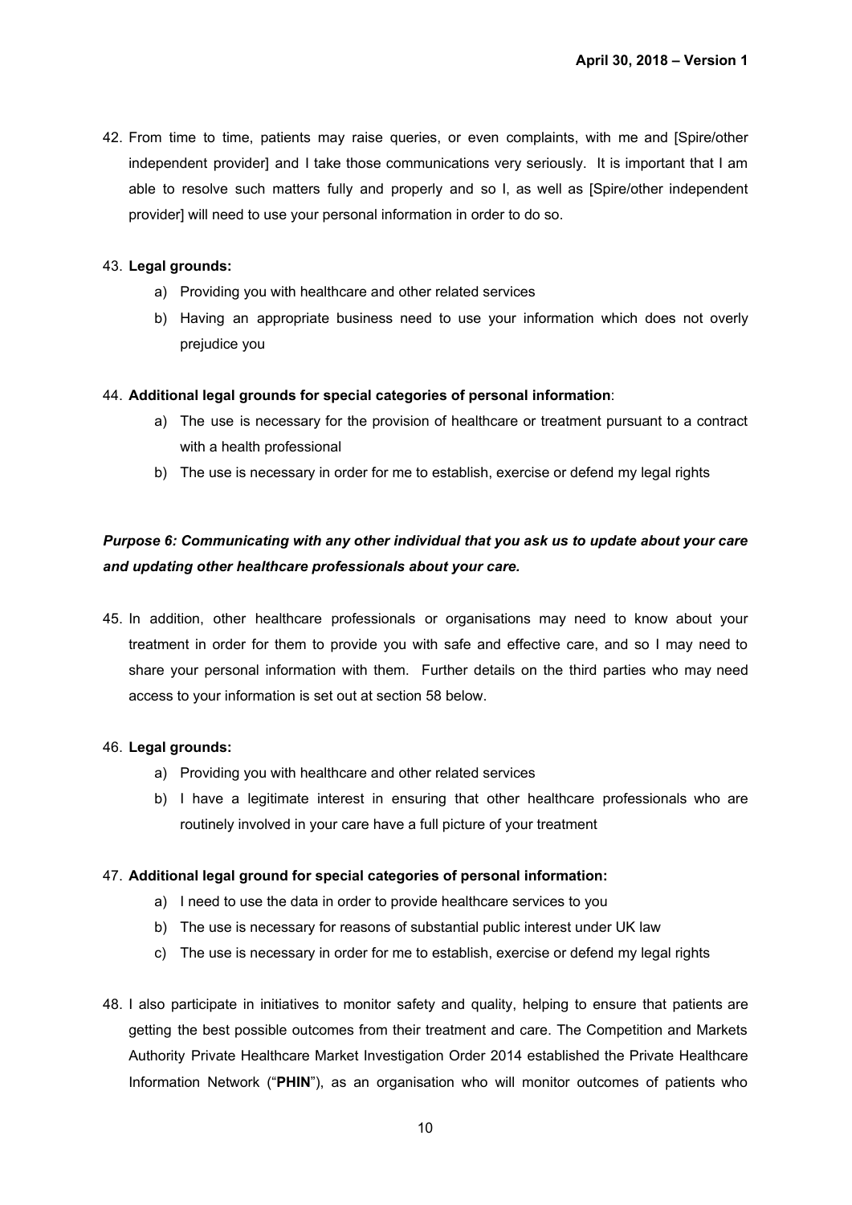42. From time to time, patients may raise queries, or even complaints, with me and [Spire/other independent provider] and I take those communications very seriously. It is important that I am able to resolve such matters fully and properly and so I, as well as [Spire/other independent provider] will need to use your personal information in order to do so.

43. **Legal grounds:**
    a) Providing you with healthcare and other related services
    b) Having an appropriate business need to use your information which does not overly prejudice you

44. **Additional legal grounds for special categories of personal information**:
    a) The use is necessary for the provision of healthcare or treatment pursuant to a contract with a health professional
    b) The use is necessary in order for me to establish, exercise or defend my legal rights

***Purpose 6: Communicating with any other individual that you ask us to update about your care and updating other healthcare professionals about your care.***

45. In addition, other healthcare professionals or organisations may need to know about your treatment in order for them to provide you with safe and effective care, and so I may need to share your personal information with them. Further details on the third parties who may need access to your information is set out at section 58 below.

46. **Legal grounds:**
    a) Providing you with healthcare and other related services
    b) I have a legitimate interest in ensuring that other healthcare professionals who are routinely involved in your care have a full picture of your treatment

47. **Additional legal ground for special categories of personal information:**
    a) I need to use the data in order to provide healthcare services to you
    b) The use is necessary for reasons of substantial public interest under UK law
    c) The use is necessary in order for me to establish, exercise or defend my legal rights

48. I also participate in initiatives to monitor safety and quality, helping to ensure that patients are getting the best possible outcomes from their treatment and care. The Competition and Markets Authority Private Healthcare Market Investigation Order 2014 established the Private Healthcare Information Network ("**PHIN**"), as an organisation who will monitor outcomes of patients who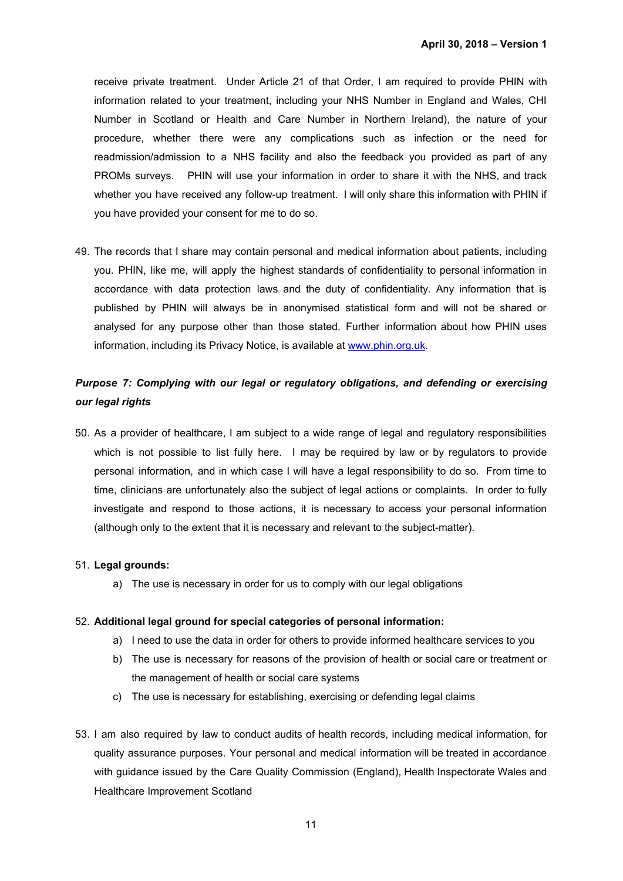receive private treatment. Under Article 21 of that Order, I am required to provide PHIN with information related to your treatment, including your NHS Number in England and Wales, CHI Number in Scotland or Health and Care Number in Northern Ireland), the nature of your procedure, whether there were any complications such as infection or the need for readmission/admission to a NHS facility and also the feedback you provided as part of any PROMs surveys. PHIN will use your information in order to share it with the NHS, and track whether you have received any follow-up treatment. I will only share this information with PHIN if you have provided your consent for me to do so.

49. The records that I share may contain personal and medical information about patients, including you. PHIN, like me, will apply the highest standards of confidentiality to personal information in accordance with data protection laws and the duty of confidentiality. Any information that is published by PHIN will always be in anonymised statistical form and will not be shared or analysed for any purpose other than those stated. Further information about how PHIN uses information, including its Privacy Notice, is available at [www.phin.org.uk](http://www.phin.org.uk).

***Purpose 7: Complying with our legal or regulatory obligations, and defending or exercising our legal rights***

50. As a provider of healthcare, I am subject to a wide range of legal and regulatory responsibilities which is not possible to list fully here. I may be required by law or by regulators to provide personal information, and in which case I will have a legal responsibility to do so. From time to time, clinicians are unfortunately also the subject of legal actions or complaints. In order to fully investigate and respond to those actions, it is necessary to access your personal information (although only to the extent that it is necessary and relevant to the subject-matter).

51. **Legal grounds:**
    a) The use is necessary in order for us to comply with our legal obligations

52. **Additional legal ground for special categories of personal information:**
    a) I need to use the data in order for others to provide informed healthcare services to you
    b) The use is necessary for reasons of the provision of health or social care or treatment or the management of health or social care systems
    c) The use is necessary for establishing, exercising or defending legal claims

53. I am also required by law to conduct audits of health records, including medical information, for quality assurance purposes. Your personal and medical information will be treated in accordance with guidance issued by the Care Quality Commission (England), Health Inspectorate Wales and Healthcare Improvement Scotland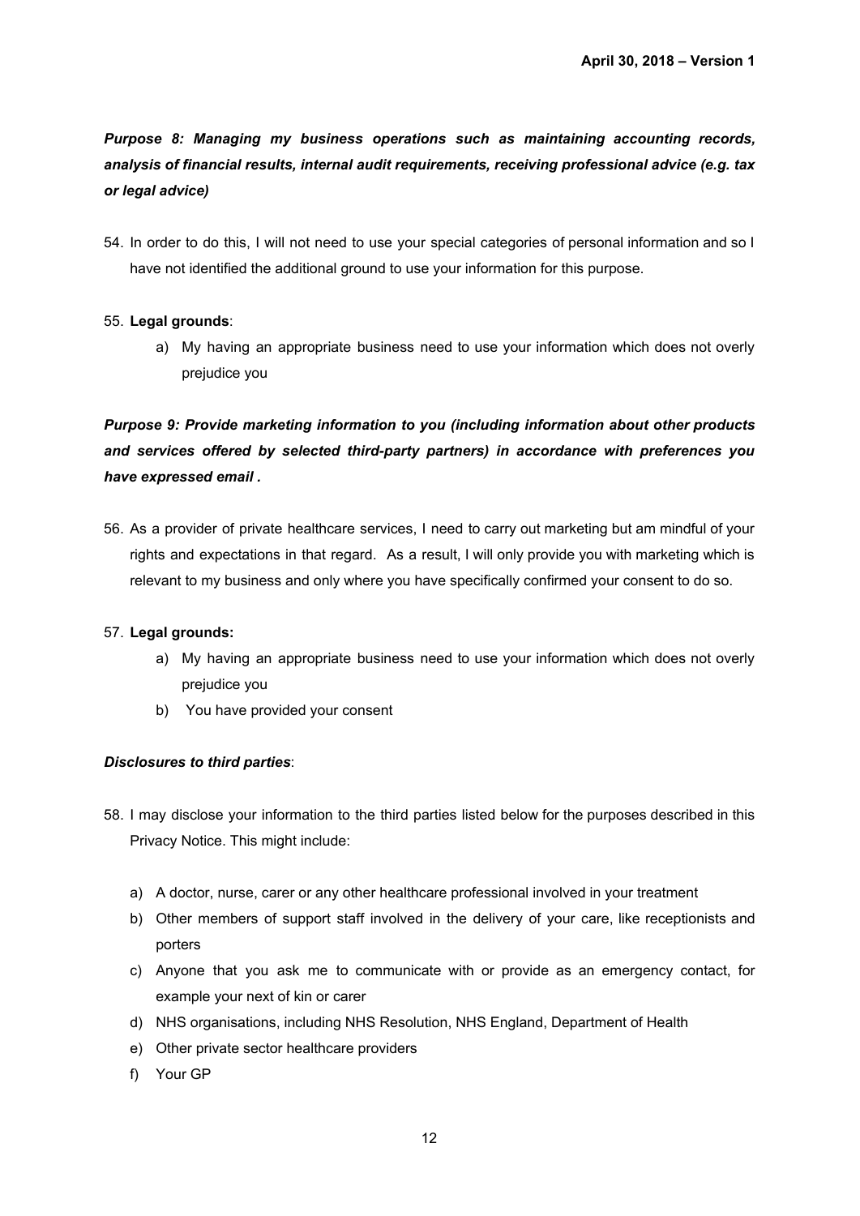***Purpose 8: Managing my business operations such as maintaining accounting records, analysis of financial results, internal audit requirements, receiving professional advice (e.g. tax or legal advice)***

54. In order to do this, I will not need to use your special categories of personal information and so I have not identified the additional ground to use your information for this purpose.

55. **Legal grounds**:
    a) My having an appropriate business need to use your information which does not overly prejudice you

***Purpose 9: Provide marketing information to you (including information about other products and services offered by selected third-party partners) in accordance with preferences you have expressed email .***

56. As a provider of private healthcare services, I need to carry out marketing but am mindful of your rights and expectations in that regard. As a result, I will only provide you with marketing which is relevant to my business and only where you have specifically confirmed your consent to do so.

57. **Legal grounds:**
    a) My having an appropriate business need to use your information which does not overly prejudice you
    b) You have provided your consent

***Disclosures to third parties***:

58. I may disclose your information to the third parties listed below for the purposes described in this Privacy Notice. This might include:

    a) A doctor, nurse, carer or any other healthcare professional involved in your treatment
    b) Other members of support staff involved in the delivery of your care, like receptionists and porters
    c) Anyone that you ask me to communicate with or provide as an emergency contact, for example your next of kin or carer
    d) NHS organisations, including NHS Resolution, NHS England, Department of Health
    e) Other private sector healthcare providers
    f) Your GP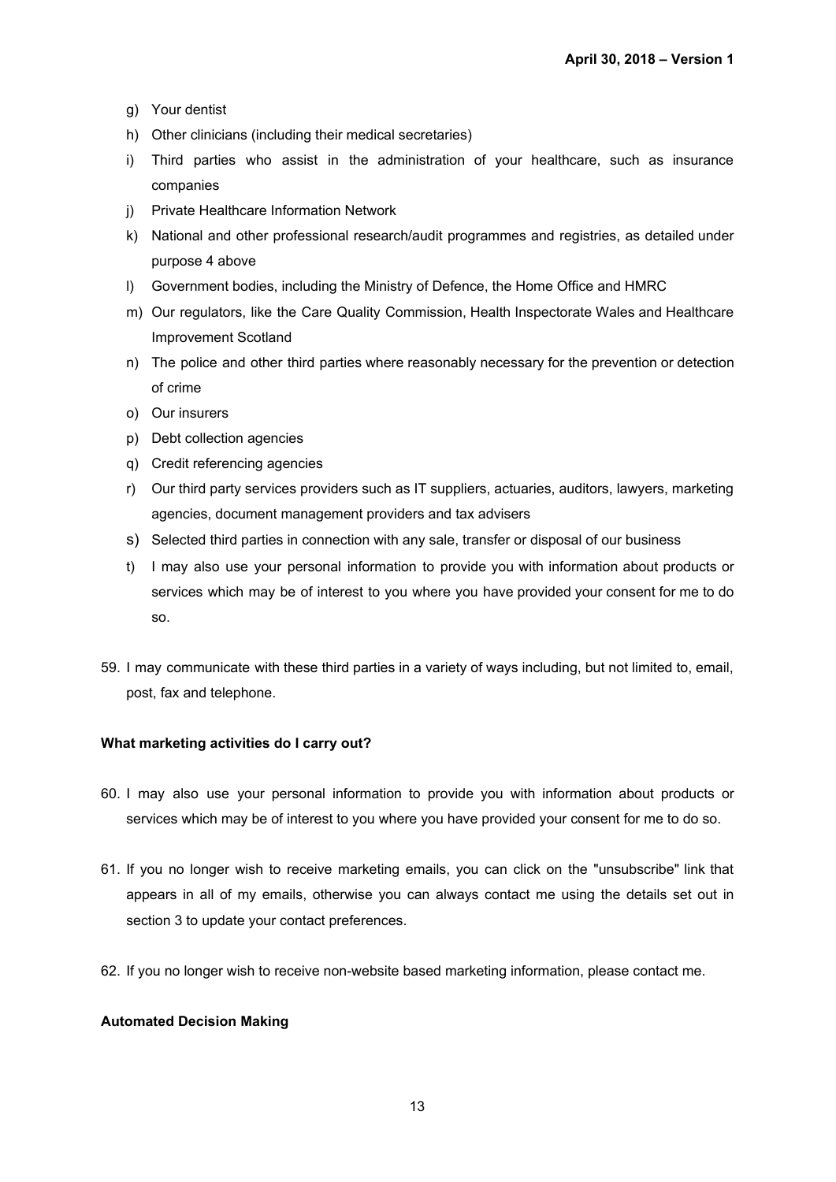g) Your dentist
h) Other clinicians (including their medical secretaries)
i) Third parties who assist in the administration of your healthcare, such as insurance companies
j) Private Healthcare Information Network
k) National and other professional research/audit programmes and registries, as detailed under purpose 4 above
l) Government bodies, including the Ministry of Defence, the Home Office and HMRC
m) Our regulators, like the Care Quality Commission, Health Inspectorate Wales and Healthcare Improvement Scotland
n) The police and other third parties where reasonably necessary for the prevention or detection of crime
o) Our insurers
p) Debt collection agencies
q) Credit referencing agencies
r) Our third party services providers such as IT suppliers, actuaries, auditors, lawyers, marketing agencies, document management providers and tax advisers
s) Selected third parties in connection with any sale, transfer or disposal of our business
t) I may also use your personal information to provide you with information about products or services which may be of interest to you where you have provided your consent for me to do so.

59. I may communicate with these third parties in a variety of ways including, but not limited to, email, post, fax and telephone.

**What marketing activities do I carry out?**

60. I may also use your personal information to provide you with information about products or services which may be of interest to you where you have provided your consent for me to do so.

61. If you no longer wish to receive marketing emails, you can click on the "unsubscribe" link that appears in all of my emails, otherwise you can always contact me using the details set out in section 3 to update your contact preferences.

62. If you no longer wish to receive non-website based marketing information, please contact me.

**Automated Decision Making**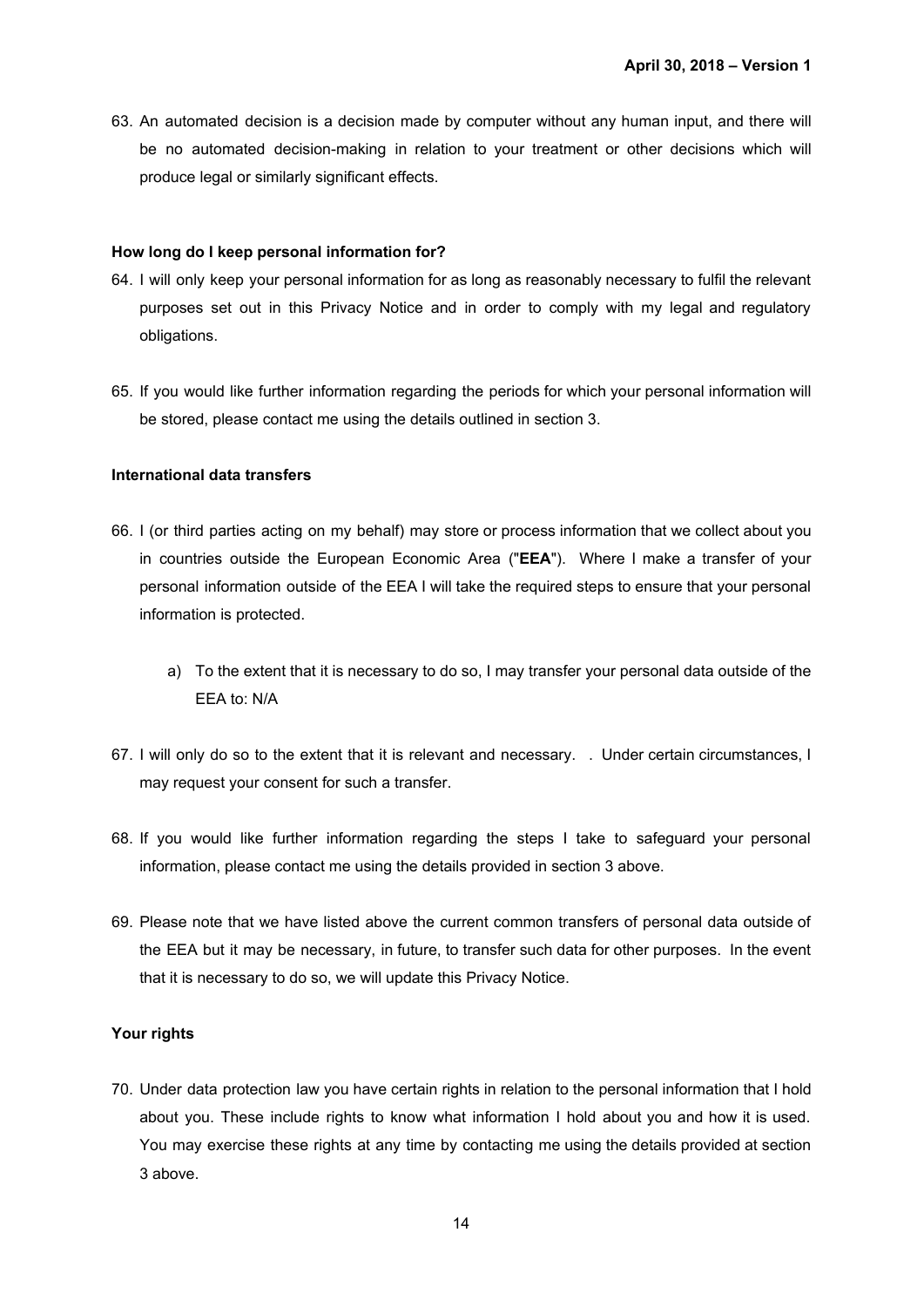63. An automated decision is a decision made by computer without any human input, and there will be no automated decision-making in relation to your treatment or other decisions which will produce legal or similarly significant effects.

**How long do I keep personal information for?**

64. I will only keep your personal information for as long as reasonably necessary to fulfil the relevant purposes set out in this Privacy Notice and in order to comply with my legal and regulatory obligations.

65. If you would like further information regarding the periods for which your personal information will be stored, please contact me using the details outlined in section 3.

**International data transfers**

66. I (or third parties acting on my behalf) may store or process information that we collect about you in countries outside the European Economic Area ("**EEA**"). Where I make a transfer of your personal information outside of the EEA I will take the required steps to ensure that your personal information is protected.

    a) To the extent that it is necessary to do so, I may transfer your personal data outside of the EEA to: N/A

67. I will only do so to the extent that it is relevant and necessary. . Under certain circumstances, I may request your consent for such a transfer.

68. If you would like further information regarding the steps I take to safeguard your personal information, please contact me using the details provided in section 3 above.

69. Please note that we have listed above the current common transfers of personal data outside of the EEA but it may be necessary, in future, to transfer such data for other purposes. In the event that it is necessary to do so, we will update this Privacy Notice.

**Your rights**

70. Under data protection law you have certain rights in relation to the personal information that I hold about you. These include rights to know what information I hold about you and how it is used. You may exercise these rights at any time by contacting me using the details provided at section 3 above.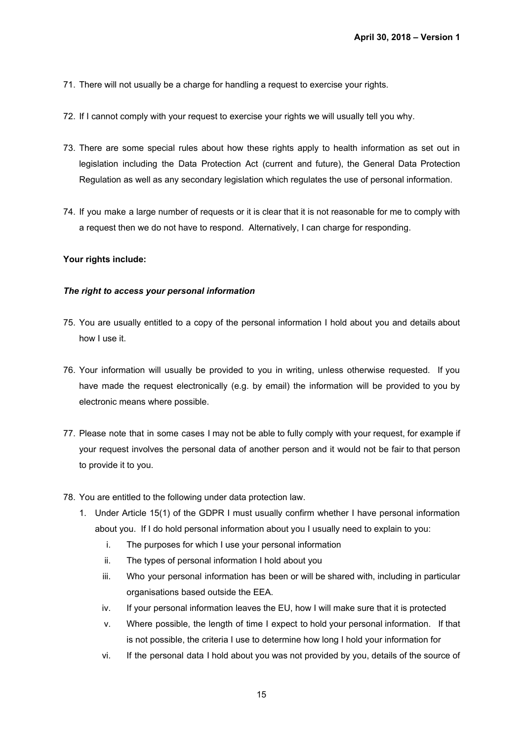71. There will not usually be a charge for handling a request to exercise your rights.

72. If I cannot comply with your request to exercise your rights we will usually tell you why.

73. There are some special rules about how these rights apply to health information as set out in legislation including the Data Protection Act (current and future), the General Data Protection Regulation as well as any secondary legislation which regulates the use of personal information.

74. If you make a large number of requests or it is clear that it is not reasonable for me to comply with a request then we do not have to respond. Alternatively, I can charge for responding.

**Your rights include:**

***The right to access your personal information***

75. You are usually entitled to a copy of the personal information I hold about you and details about how I use it.

76. Your information will usually be provided to you in writing, unless otherwise requested. If you have made the request electronically (e.g. by email) the information will be provided to you by electronic means where possible.

77. Please note that in some cases I may not be able to fully comply with your request, for example if your request involves the personal data of another person and it would not be fair to that person to provide it to you.

78. You are entitled to the following under data protection law.
    1. Under Article 15(1) of the GDPR I must usually confirm whether I have personal information about you. If I do hold personal information about you I usually need to explain to you:
        i. The purposes for which I use your personal information
        ii. The types of personal information I hold about you
        iii. Who your personal information has been or will be shared with, including in particular organisations based outside the EEA.
        iv. If your personal information leaves the EU, how I will make sure that it is protected
        v. Where possible, the length of time I expect to hold your personal information. If that is not possible, the criteria I use to determine how long I hold your information for
        vi. If the personal data I hold about you was not provided by you, details of the source of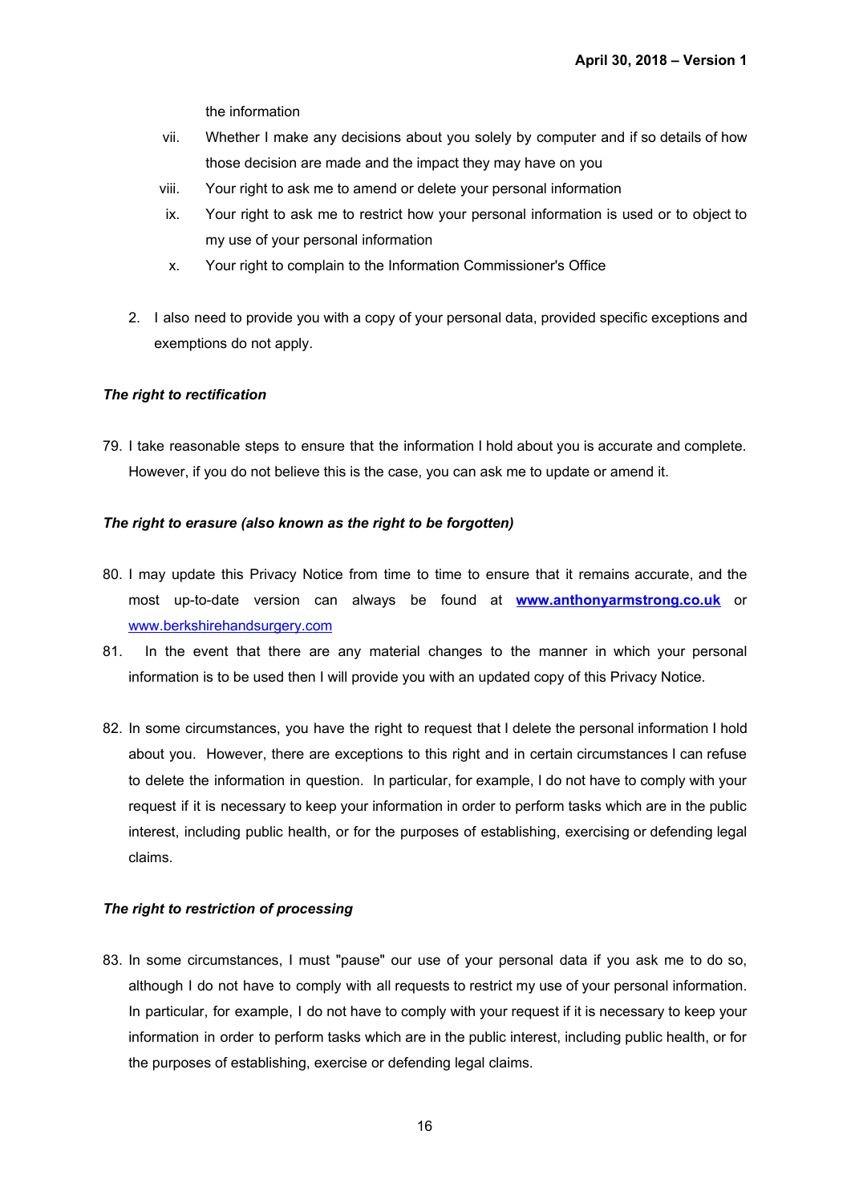the information

vii. Whether I make any decisions about you solely by computer and if so details of how those decision are made and the impact they may have on you

viii. Your right to ask me to amend or delete your personal information

ix. Your right to ask me to restrict how your personal information is used or to object to my use of your personal information

x. Your right to complain to the Information Commissioner's Office

2. I also need to provide you with a copy of your personal data, provided specific exceptions and exemptions do not apply.

***The right to rectification***

79. I take reasonable steps to ensure that the information I hold about you is accurate and complete. However, if you do not believe this is the case, you can ask me to update or amend it.

***The right to erasure (also known as the right to be forgotten)***

80. I may update this Privacy Notice from time to time to ensure that it remains accurate, and the most up-to-date version can always be found at **www.anthonyarmstrong.co.uk** or www.berkshirehandsurgery.com

81. In the event that there are any material changes to the manner in which your personal information is to be used then I will provide you with an updated copy of this Privacy Notice.

82. In some circumstances, you have the right to request that I delete the personal information I hold about you. However, there are exceptions to this right and in certain circumstances I can refuse to delete the information in question. In particular, for example, I do not have to comply with your request if it is necessary to keep your information in order to perform tasks which are in the public interest, including public health, or for the purposes of establishing, exercising or defending legal claims.

***The right to restriction of processing***

83. In some circumstances, I must "pause" our use of your personal data if you ask me to do so, although I do not have to comply with all requests to restrict my use of your personal information. In particular, for example, I do not have to comply with your request if it is necessary to keep your information in order to perform tasks which are in the public interest, including public health, or for the purposes of establishing, exercise or defending legal claims.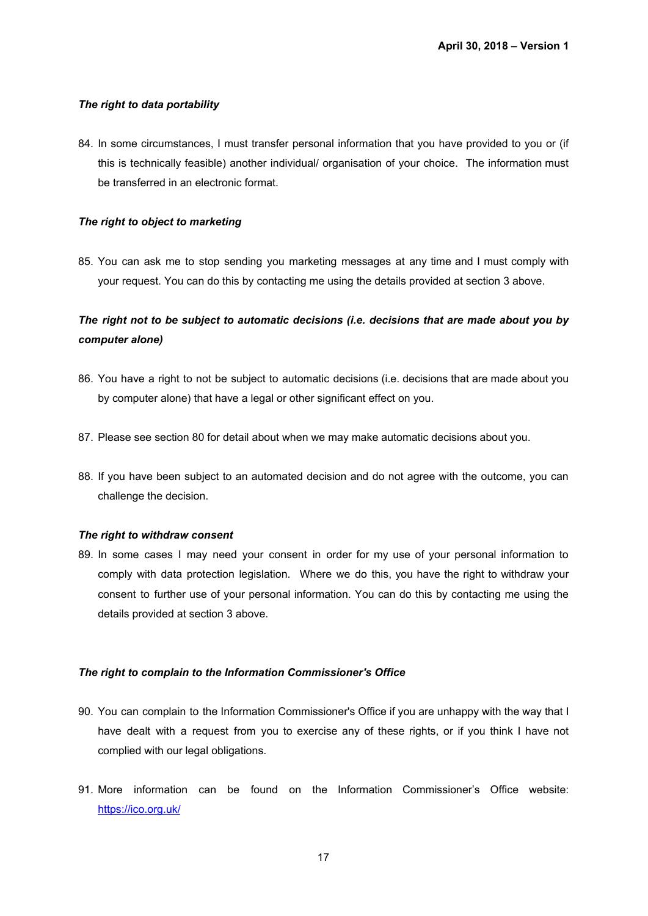***The right to data portability***

84. In some circumstances, I must transfer personal information that you have provided to you or (if this is technically feasible) another individual/ organisation of your choice. The information must be transferred in an electronic format.

***The right to object to marketing***

85. You can ask me to stop sending you marketing messages at any time and I must comply with your request. You can do this by contacting me using the details provided at section 3 above.

***The right not to be subject to automatic decisions (i.e. decisions that are made about you by computer alone)***

86. You have a right to not be subject to automatic decisions (i.e. decisions that are made about you by computer alone) that have a legal or other significant effect on you.

87. Please see section 80 for detail about when we may make automatic decisions about you.

88. If you have been subject to an automated decision and do not agree with the outcome, you can challenge the decision.

***The right to withdraw consent***

89. In some cases I may need your consent in order for my use of your personal information to comply with data protection legislation. Where we do this, you have the right to withdraw your consent to further use of your personal information. You can do this by contacting me using the details provided at section 3 above.

***The right to complain to the Information Commissioner's Office***

90. You can complain to the Information Commissioner's Office if you are unhappy with the way that I have dealt with a request from you to exercise any of these rights, or if you think I have not complied with our legal obligations.

91. More information can be found on the Information Commissioner's Office website: [https://ico.org.uk/](https://ico.org.uk/)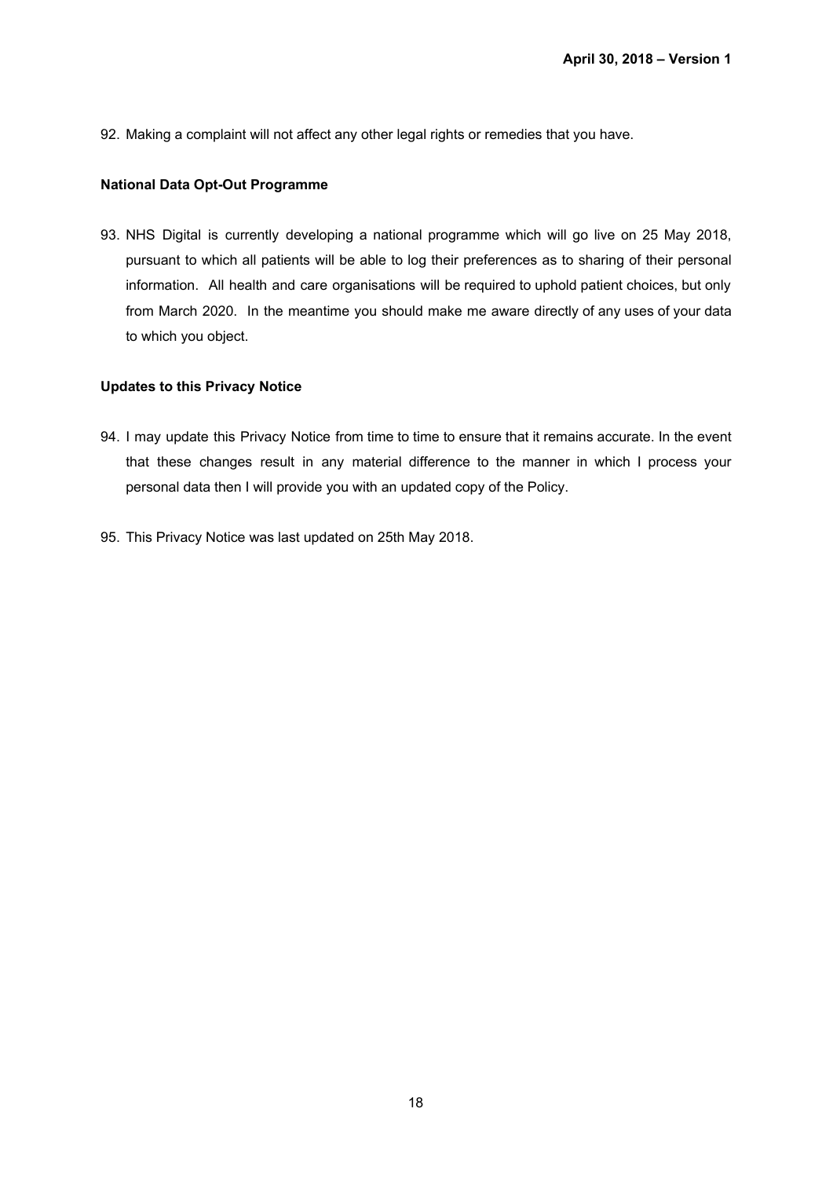92. Making a complaint will not affect any other legal rights or remedies that you have.

**National Data Opt-Out Programme**

93. NHS Digital is currently developing a national programme which will go live on 25 May 2018, pursuant to which all patients will be able to log their preferences as to sharing of their personal information. All health and care organisations will be required to uphold patient choices, but only from March 2020. In the meantime you should make me aware directly of any uses of your data to which you object.

**Updates to this Privacy Notice**

94. I may update this Privacy Notice from time to time to ensure that it remains accurate. In the event that these changes result in any material difference to the manner in which I process your personal data then I will provide you with an updated copy of the Policy.

95. This Privacy Notice was last updated on 25th May 2018.